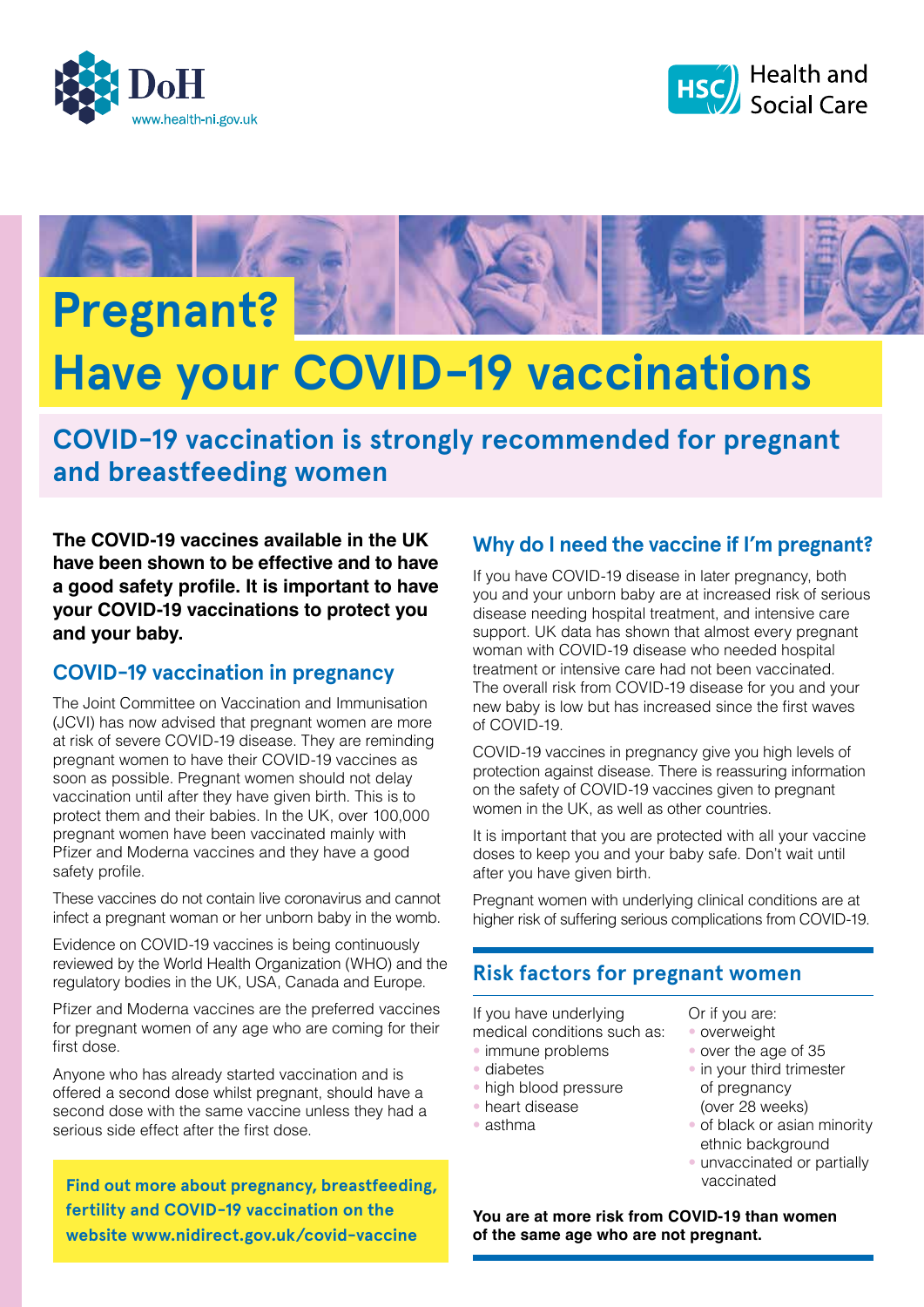DoH
www.health-ni.gov.uk

HSC Health and Social Care

# Pregnant? Have your COVID-19 vaccinations

## COVID-19 vaccination is strongly recommended for pregnant and breastfeeding women

**The COVID-19 vaccines available in the UK have been shown to be effective and to have a good safety profile. It is important to have your COVID-19 vaccinations to protect you and your baby.**

### COVID-19 vaccination in pregnancy

The Joint Committee on Vaccination and Immunisation (JCVI) has now advised that pregnant women are more at risk of severe COVID-19 disease. They are reminding pregnant women to have their COVID-19 vaccines as soon as possible. Pregnant women should not delay vaccination until after they have given birth. This is to protect them and their babies. In the UK, over 100,000 pregnant women have been vaccinated mainly with Pfizer and Moderna vaccines and they have a good safety profile.

These vaccines do not contain live coronavirus and cannot infect a pregnant woman or her unborn baby in the womb.

Evidence on COVID-19 vaccines is being continuously reviewed by the World Health Organization (WHO) and the regulatory bodies in the UK, USA, Canada and Europe.

Pfizer and Moderna vaccines are the preferred vaccines for pregnant women of any age who are coming for their first dose.

Anyone who has already started vaccination and is offered a second dose whilst pregnant, should have a second dose with the same vaccine unless they had a serious side effect after the first dose.

**Find out more about pregnancy, breastfeeding, fertility and COVID-19 vaccination on the website www.nidirect.gov.uk/covid-vaccine**

### Why do I need the vaccine if I'm pregnant?

If you have COVID-19 disease in later pregnancy, both you and your unborn baby are at increased risk of serious disease needing hospital treatment, and intensive care support. UK data has shown that almost every pregnant woman with COVID-19 disease who needed hospital treatment or intensive care had not been vaccinated. The overall risk from COVID-19 disease for you and your new baby is low but has increased since the first waves of COVID-19.

COVID-19 vaccines in pregnancy give you high levels of protection against disease. There is reassuring information on the safety of COVID-19 vaccines given to pregnant women in the UK, as well as other countries.

It is important that you are protected with all your vaccine doses to keep you and your baby safe. Don't wait until after you have given birth.

Pregnant women with underlying clinical conditions are at higher risk of suffering serious complications from COVID-19.

### Risk factors for pregnant women

If you have underlying medical conditions such as:

- immune problems
- diabetes
- high blood pressure
- heart disease
- asthma

Or if you are:

- overweight
- over the age of 35
- in your third trimester of pregnancy (over 28 weeks)
- of black or asian minority ethnic background
- unvaccinated or partially vaccinated

**You are at more risk from COVID-19 than women of the same age who are not pregnant.**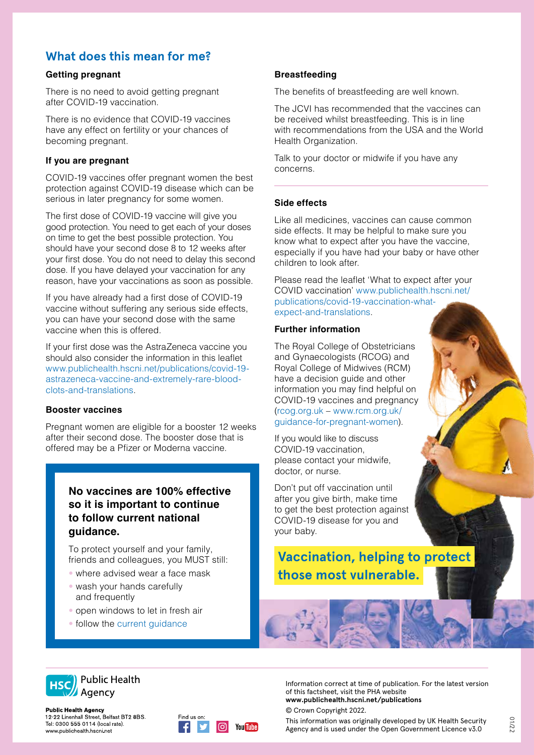## What does this mean for me?

### Getting pregnant

There is no need to avoid getting pregnant after COVID-19 vaccination.

There is no evidence that COVID-19 vaccines have any effect on fertility or your chances of becoming pregnant.

### If you are pregnant

COVID-19 vaccines offer pregnant women the best protection against COVID-19 disease which can be serious in later pregnancy for some women.

The first dose of COVID-19 vaccine will give you good protection. You need to get each of your doses on time to get the best possible protection. You should have your second dose 8 to 12 weeks after your first dose. You do not need to delay this second dose. If you have delayed your vaccination for any reason, have your vaccinations as soon as possible.

If you have already had a first dose of COVID-19 vaccine without suffering any serious side effects, you can have your second dose with the same vaccine when this is offered.

If your first dose was the AstraZeneca vaccine you should also consider the information in this leaflet www.publichealth.hscni.net/publications/covid-19-astrazeneca-vaccine-and-extremely-rare-blood-clots-and-translations.

### Booster vaccines

Pregnant women are eligible for a booster 12 weeks after their second dose. The booster dose that is offered may be a Pfizer or Moderna vaccine.

**No vaccines are 100% effective so it is important to continue to follow current national guidance.**

To protect yourself and your family, friends and colleagues, you MUST still:

- where advised wear a face mask
- wash your hands carefully and frequently
- open windows to let in fresh air
- follow the current guidance

### Breastfeeding

The benefits of breastfeeding are well known.

The JCVI has recommended that the vaccines can be received whilst breastfeeding. This is in line with recommendations from the USA and the World Health Organization.

Talk to your doctor or midwife if you have any concerns.

### Side effects

Like all medicines, vaccines can cause common side effects. It may be helpful to make sure you know what to expect after you have the vaccine, especially if you have had your baby or have other children to look after.

Please read the leaflet 'What to expect after your COVID vaccination' www.publichealth.hscni.net/publications/covid-19-vaccination-what-expect-and-translations.

### Further information

The Royal College of Obstetricians and Gynaecologists (RCOG) and Royal College of Midwives (RCM) have a decision guide and other information you may find helpful on COVID-19 vaccines and pregnancy (rcog.org.uk – www.rcm.org.uk/guidance-for-pregnant-women).

If you would like to discuss COVID-19 vaccination, please contact your midwife, doctor, or nurse.

Don't put off vaccination until after you give birth, make time to get the best protection against COVID-19 disease for you and your baby.

**Vaccination, helping to protect those most vulnerable.**

HSC Public Health Agency

**Public Health Agency**
12-22 Linenhall Street, Belfast BT2 8BS.
Tel: 0300 555 0114 (local rate).
www.publichealth.hscni.net

Find us on:

Information correct at time of publication. For the latest version of this factsheet, visit the PHA website **www.publichealth.hscni.net/publications**

© Crown Copyright 2022.

This information was originally developed by UK Health Security Agency and is used under the Open Government Licence v3.0

01/22